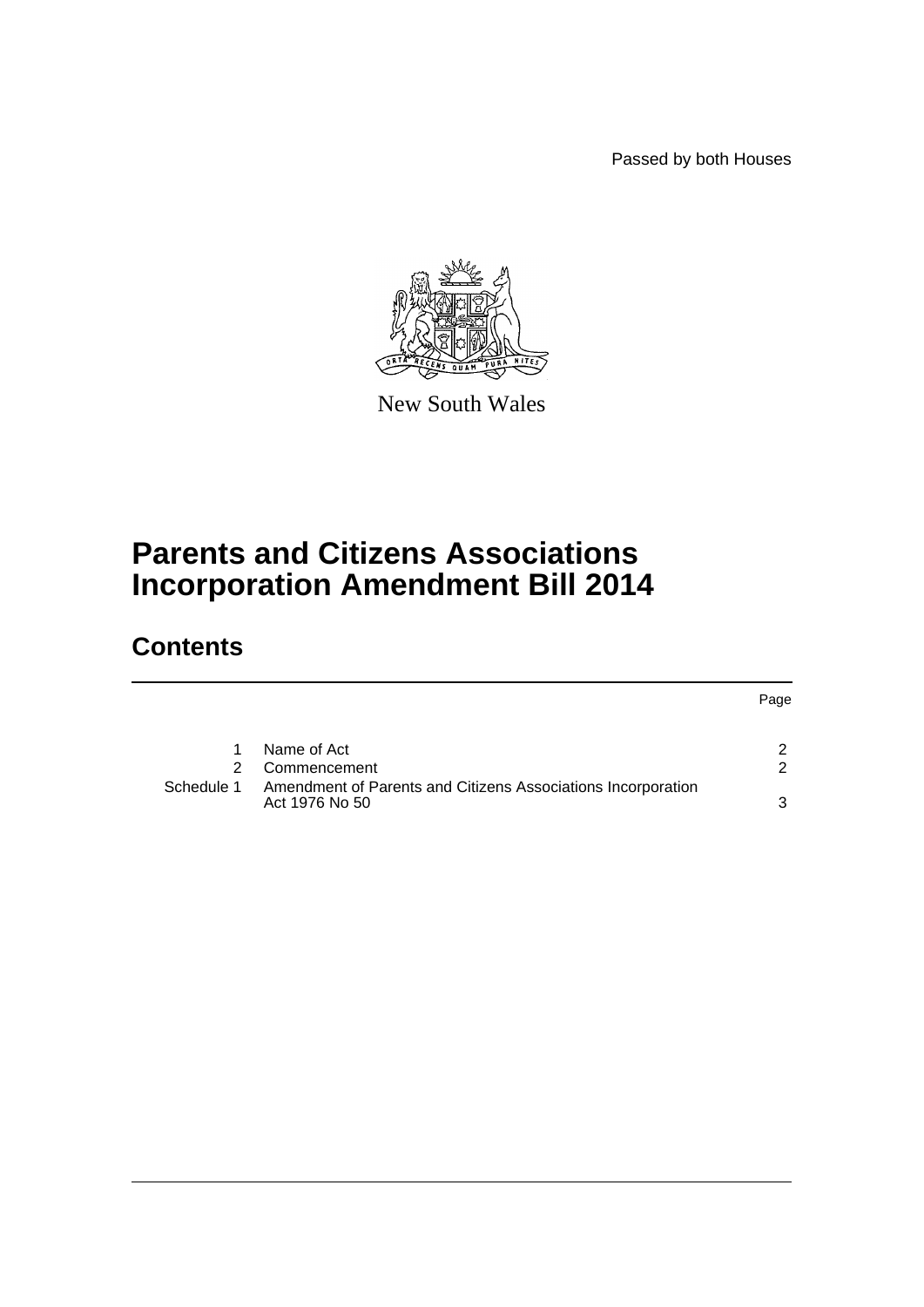Passed by both Houses

New South Wales

# Parents and Citizens Associations Incorporation Amendment Bill 2014

## Contents

| | | Page |
|---|---|---|
| 1 | Name of Act | 2 |
| 2 | Commencement | 2 |
| Schedule 1 | Amendment of Parents and Citizens Associations Incorporation Act 1976 No 50 | 3 |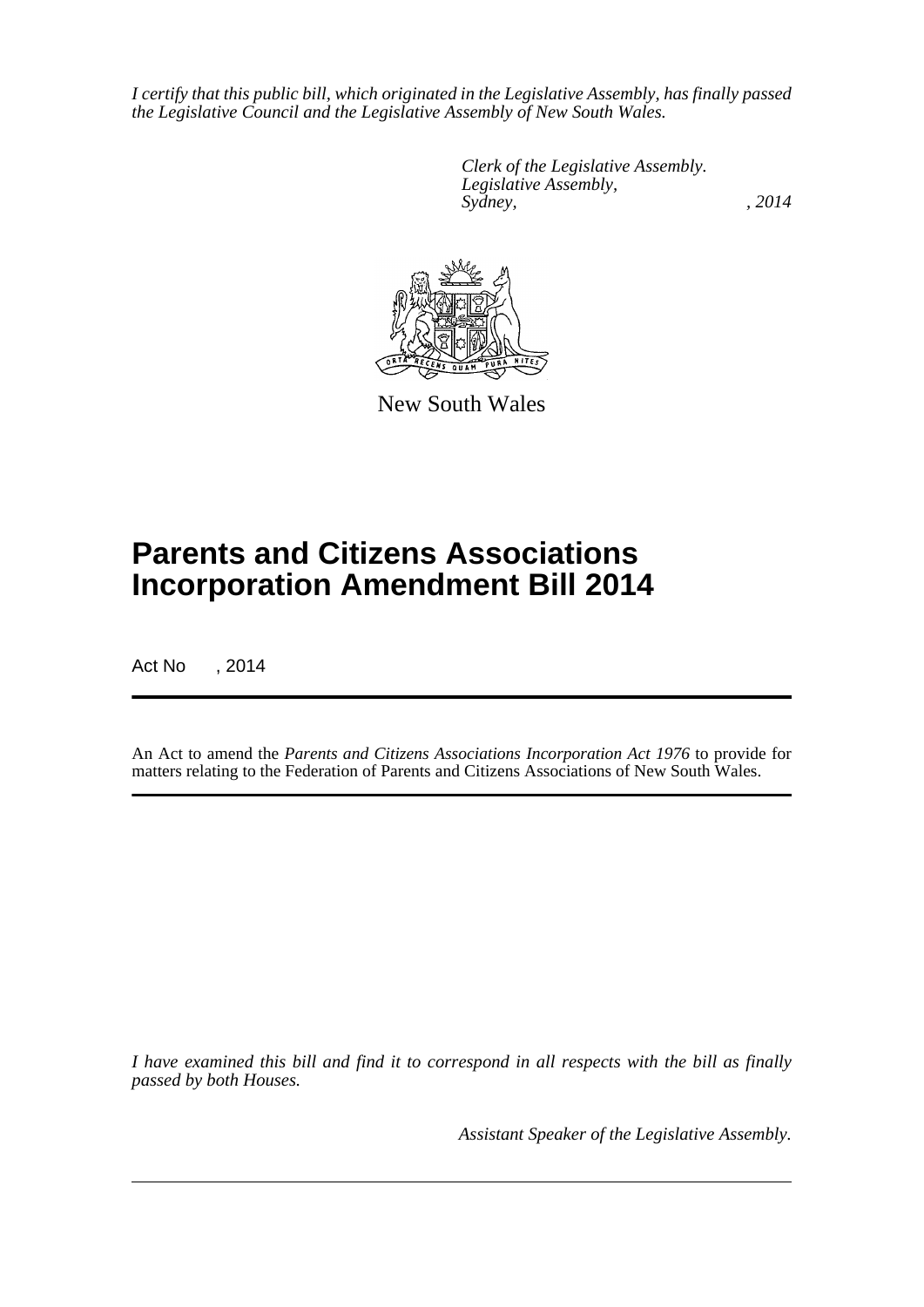*I certify that this public bill, which originated in the Legislative Assembly, has finally passed the Legislative Council and the Legislative Assembly of New South Wales.*

*Clerk of the Legislative Assembly.*
*Legislative Assembly,*
*Sydney, , 2014*

New South Wales

# Parents and Citizens Associations Incorporation Amendment Bill 2014

Act No , 2014

An Act to amend the *Parents and Citizens Associations Incorporation Act 1976* to provide for matters relating to the Federation of Parents and Citizens Associations of New South Wales.

*I have examined this bill and find it to correspond in all respects with the bill as finally passed by both Houses.*

*Assistant Speaker of the Legislative Assembly.*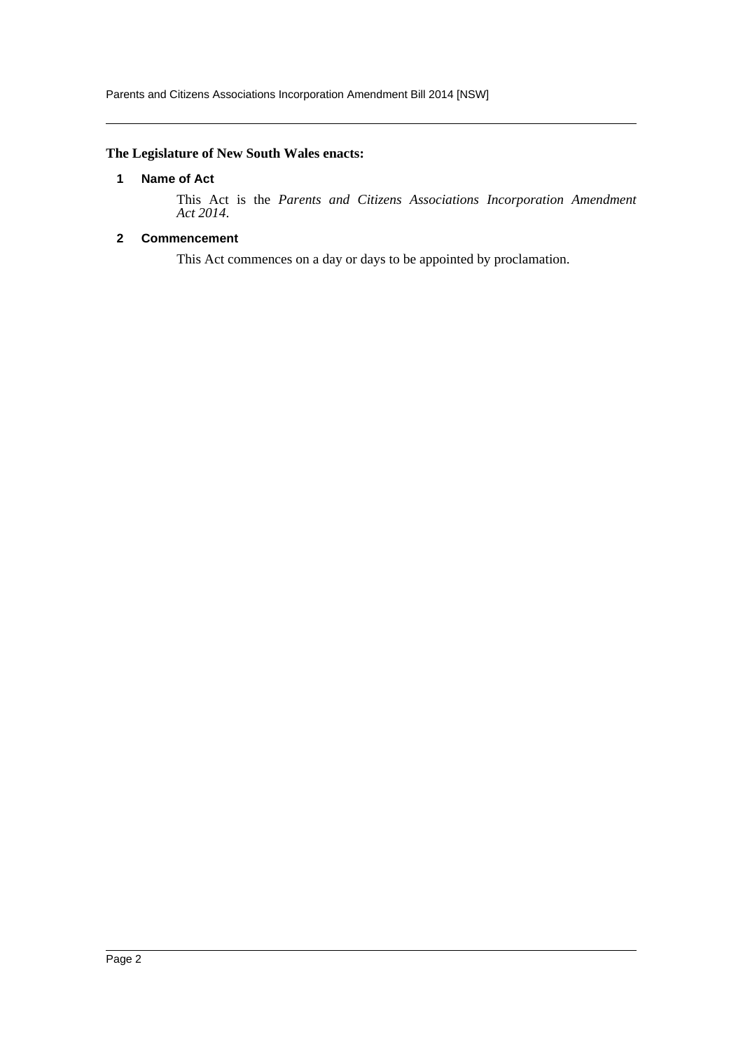**The Legislature of New South Wales enacts:**

## 1 Name of Act

This Act is the *Parents and Citizens Associations Incorporation Amendment Act 2014*.

## 2 Commencement

This Act commences on a day or days to be appointed by proclamation.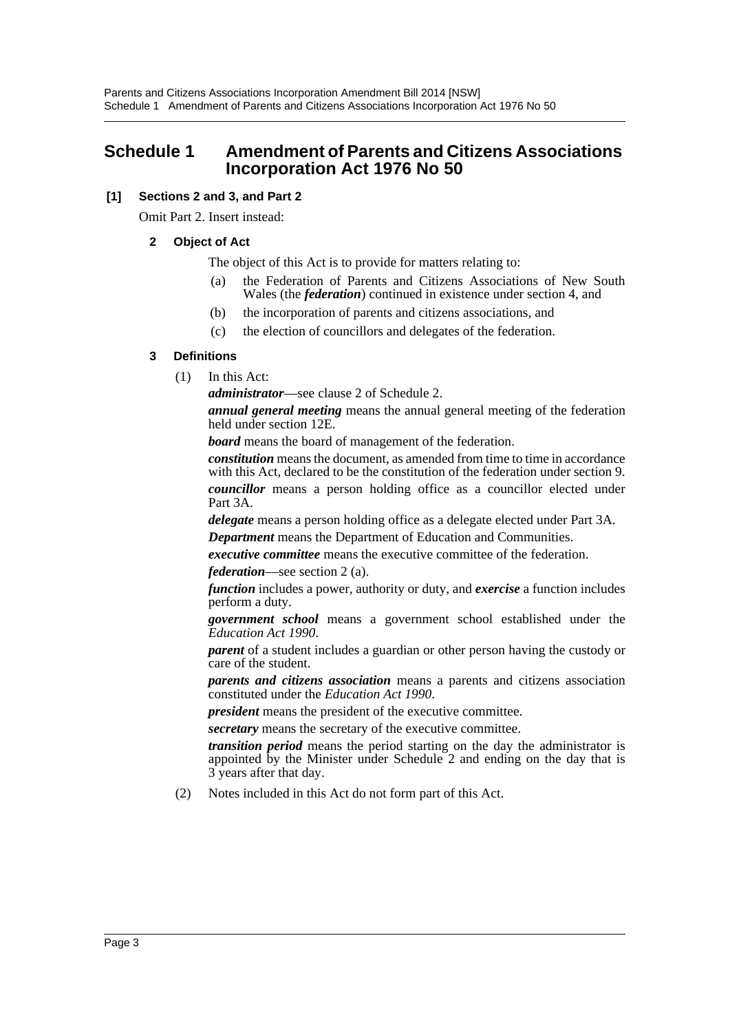## Schedule 1 Amendment of Parents and Citizens Associations Incorporation Act 1976 No 50

**[1] Sections 2 and 3, and Part 2**

Omit Part 2. Insert instead:

**2 Object of Act**

The object of this Act is to provide for matters relating to:

(a) the Federation of Parents and Citizens Associations of New South Wales (the ***federation***) continued in existence under section 4, and

(b) the incorporation of parents and citizens associations, and

(c) the election of councillors and delegates of the federation.

**3 Definitions**

(1) In this Act:

***administrator***—see clause 2 of Schedule 2.

***annual general meeting*** means the annual general meeting of the federation held under section 12E.

***board*** means the board of management of the federation.

***constitution*** means the document, as amended from time to time in accordance with this Act, declared to be the constitution of the federation under section 9.

***councillor*** means a person holding office as a councillor elected under Part 3A.

***delegate*** means a person holding office as a delegate elected under Part 3A.

***Department*** means the Department of Education and Communities.

***executive committee*** means the executive committee of the federation.

***federation***—see section 2 (a).

***function*** includes a power, authority or duty, and ***exercise*** a function includes perform a duty.

***government school*** means a government school established under the *Education Act 1990*.

***parent*** of a student includes a guardian or other person having the custody or care of the student.

***parents and citizens association*** means a parents and citizens association constituted under the *Education Act 1990*.

***president*** means the president of the executive committee.

***secretary*** means the secretary of the executive committee.

***transition period*** means the period starting on the day the administrator is appointed by the Minister under Schedule 2 and ending on the day that is 3 years after that day.

(2) Notes included in this Act do not form part of this Act.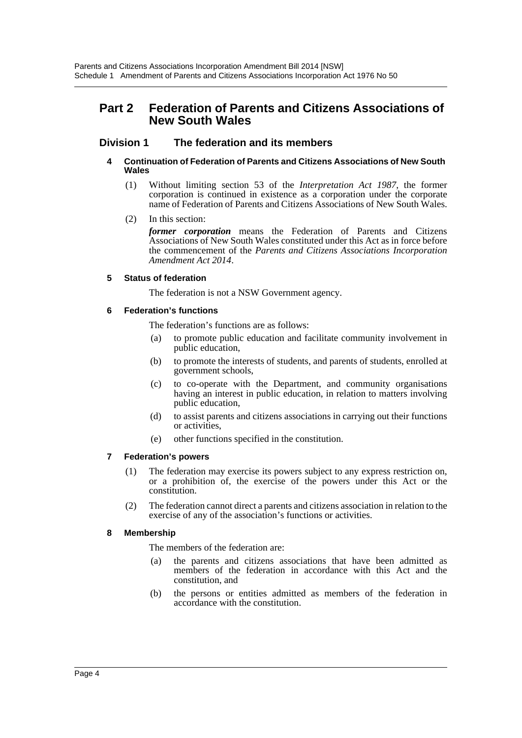## Part 2 Federation of Parents and Citizens Associations of New South Wales

### Division 1 The federation and its members

#### 4 Continuation of Federation of Parents and Citizens Associations of New South Wales

(1) Without limiting section 53 of the *Interpretation Act 1987*, the former corporation is continued in existence as a corporation under the corporate name of Federation of Parents and Citizens Associations of New South Wales.

(2) In this section:

***former corporation*** means the Federation of Parents and Citizens Associations of New South Wales constituted under this Act as in force before the commencement of the *Parents and Citizens Associations Incorporation Amendment Act 2014*.

#### 5 Status of federation

The federation is not a NSW Government agency.

#### 6 Federation's functions

The federation's functions are as follows:

(a) to promote public education and facilitate community involvement in public education,

(b) to promote the interests of students, and parents of students, enrolled at government schools,

(c) to co-operate with the Department, and community organisations having an interest in public education, in relation to matters involving public education,

(d) to assist parents and citizens associations in carrying out their functions or activities,

(e) other functions specified in the constitution.

#### 7 Federation's powers

(1) The federation may exercise its powers subject to any express restriction on, or a prohibition of, the exercise of the powers under this Act or the constitution.

(2) The federation cannot direct a parents and citizens association in relation to the exercise of any of the association's functions or activities.

#### 8 Membership

The members of the federation are:

(a) the parents and citizens associations that have been admitted as members of the federation in accordance with this Act and the constitution, and

(b) the persons or entities admitted as members of the federation in accordance with the constitution.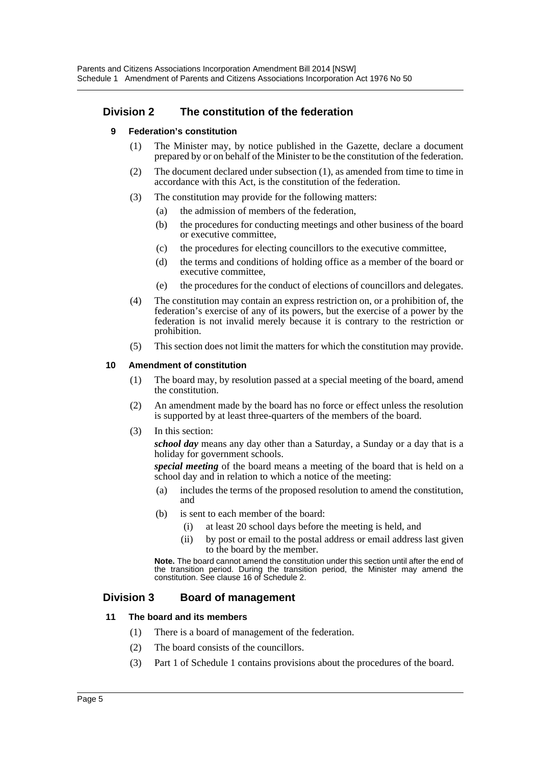## Division 2 The constitution of the federation

### 9 Federation's constitution

(1) The Minister may, by notice published in the Gazette, declare a document prepared by or on behalf of the Minister to be the constitution of the federation.

(2) The document declared under subsection (1), as amended from time to time in accordance with this Act, is the constitution of the federation.

(3) The constitution may provide for the following matters:

- (a) the admission of members of the federation,
- (b) the procedures for conducting meetings and other business of the board or executive committee,
- (c) the procedures for electing councillors to the executive committee,
- (d) the terms and conditions of holding office as a member of the board or executive committee,
- (e) the procedures for the conduct of elections of councillors and delegates.

(4) The constitution may contain an express restriction on, or a prohibition of, the federation's exercise of any of its powers, but the exercise of a power by the federation is not invalid merely because it is contrary to the restriction or prohibition.

(5) This section does not limit the matters for which the constitution may provide.

### 10 Amendment of constitution

(1) The board may, by resolution passed at a special meeting of the board, amend the constitution.

(2) An amendment made by the board has no force or effect unless the resolution is supported by at least three-quarters of the members of the board.

(3) In this section:

***school day*** means any day other than a Saturday, a Sunday or a day that is a holiday for government schools.

***special meeting*** of the board means a meeting of the board that is held on a school day and in relation to which a notice of the meeting:

- (a) includes the terms of the proposed resolution to amend the constitution, and
- (b) is sent to each member of the board:
  - (i) at least 20 school days before the meeting is held, and
  - (ii) by post or email to the postal address or email address last given to the board by the member.

**Note.** The board cannot amend the constitution under this section until after the end of the transition period. During the transition period, the Minister may amend the constitution. See clause 16 of Schedule 2.

## Division 3 Board of management

### 11 The board and its members

(1) There is a board of management of the federation.

(2) The board consists of the councillors.

(3) Part 1 of Schedule 1 contains provisions about the procedures of the board.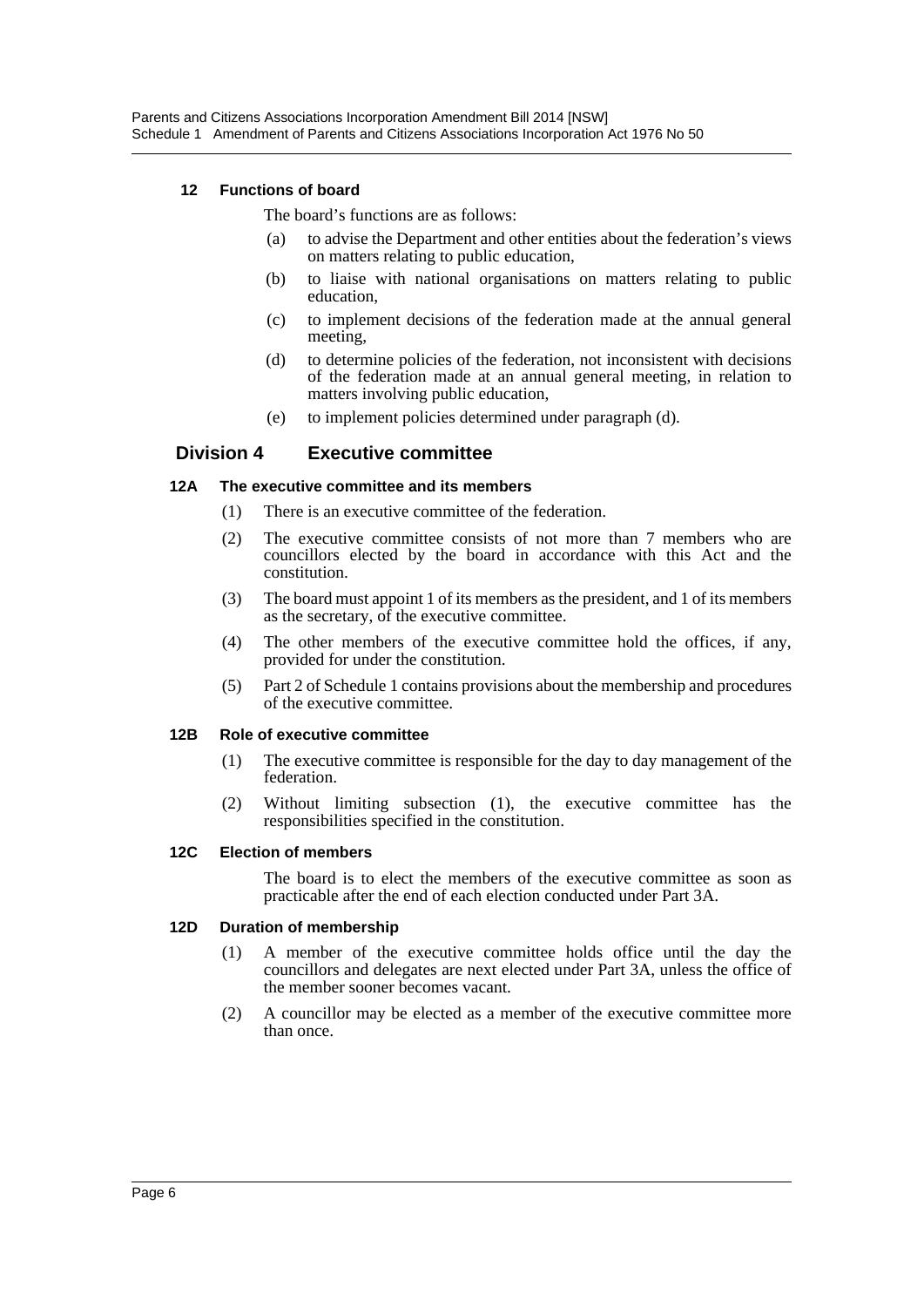#### 12 Functions of board

The board's functions are as follows:

(a) to advise the Department and other entities about the federation's views on matters relating to public education,

(b) to liaise with national organisations on matters relating to public education,

(c) to implement decisions of the federation made at the annual general meeting,

(d) to determine policies of the federation, not inconsistent with decisions of the federation made at an annual general meeting, in relation to matters involving public education,

(e) to implement policies determined under paragraph (d).

### Division 4 Executive committee

#### 12A The executive committee and its members

(1) There is an executive committee of the federation.

(2) The executive committee consists of not more than 7 members who are councillors elected by the board in accordance with this Act and the constitution.

(3) The board must appoint 1 of its members as the president, and 1 of its members as the secretary, of the executive committee.

(4) The other members of the executive committee hold the offices, if any, provided for under the constitution.

(5) Part 2 of Schedule 1 contains provisions about the membership and procedures of the executive committee.

#### 12B Role of executive committee

(1) The executive committee is responsible for the day to day management of the federation.

(2) Without limiting subsection (1), the executive committee has the responsibilities specified in the constitution.

#### 12C Election of members

The board is to elect the members of the executive committee as soon as practicable after the end of each election conducted under Part 3A.

#### 12D Duration of membership

(1) A member of the executive committee holds office until the day the councillors and delegates are next elected under Part 3A, unless the office of the member sooner becomes vacant.

(2) A councillor may be elected as a member of the executive committee more than once.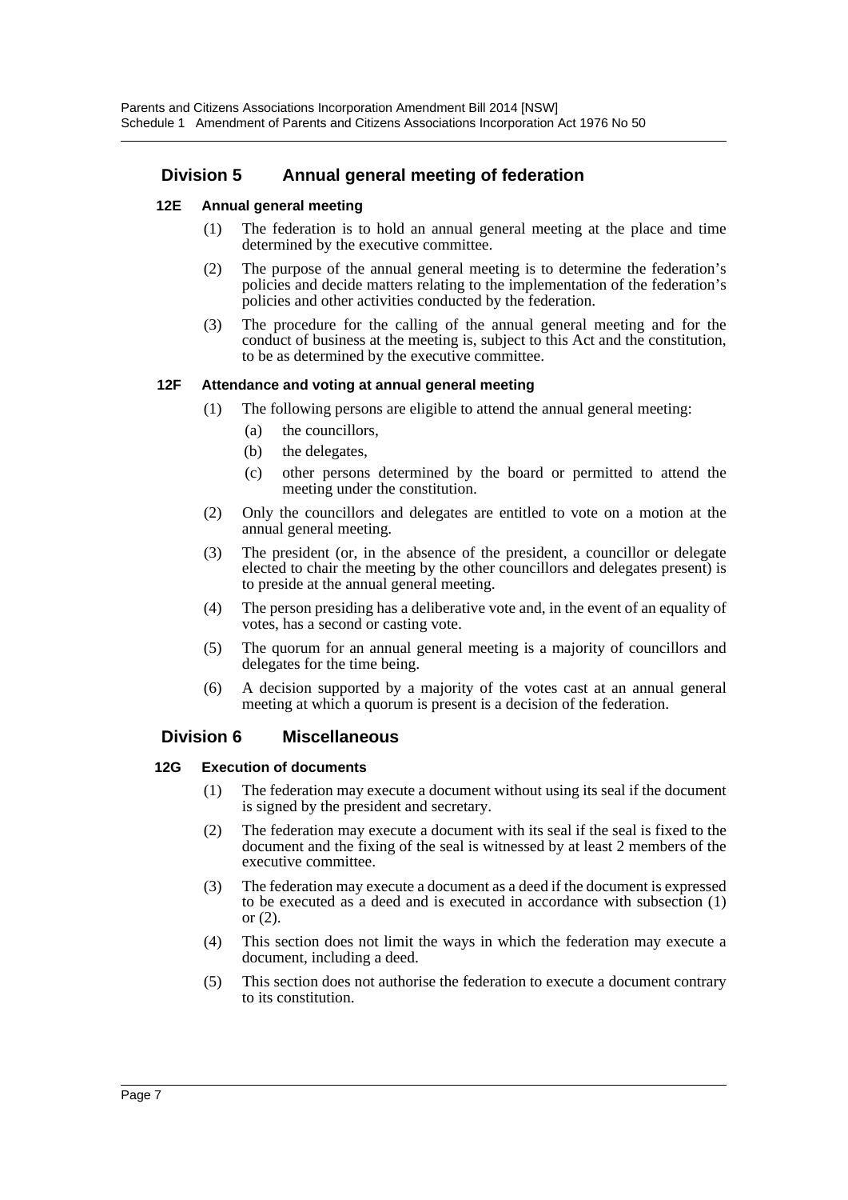## Division 5 Annual general meeting of federation

### 12E Annual general meeting

(1) The federation is to hold an annual general meeting at the place and time determined by the executive committee.

(2) The purpose of the annual general meeting is to determine the federation's policies and decide matters relating to the implementation of the federation's policies and other activities conducted by the federation.

(3) The procedure for the calling of the annual general meeting and for the conduct of business at the meeting is, subject to this Act and the constitution, to be as determined by the executive committee.

### 12F Attendance and voting at annual general meeting

(1) The following persons are eligible to attend the annual general meeting:

- (a) the councillors,
- (b) the delegates,
- (c) other persons determined by the board or permitted to attend the meeting under the constitution.

(2) Only the councillors and delegates are entitled to vote on a motion at the annual general meeting.

(3) The president (or, in the absence of the president, a councillor or delegate elected to chair the meeting by the other councillors and delegates present) is to preside at the annual general meeting.

(4) The person presiding has a deliberative vote and, in the event of an equality of votes, has a second or casting vote.

(5) The quorum for an annual general meeting is a majority of councillors and delegates for the time being.

(6) A decision supported by a majority of the votes cast at an annual general meeting at which a quorum is present is a decision of the federation.

## Division 6 Miscellaneous

### 12G Execution of documents

(1) The federation may execute a document without using its seal if the document is signed by the president and secretary.

(2) The federation may execute a document with its seal if the seal is fixed to the document and the fixing of the seal is witnessed by at least 2 members of the executive committee.

(3) The federation may execute a document as a deed if the document is expressed to be executed as a deed and is executed in accordance with subsection (1) or (2).

(4) This section does not limit the ways in which the federation may execute a document, including a deed.

(5) This section does not authorise the federation to execute a document contrary to its constitution.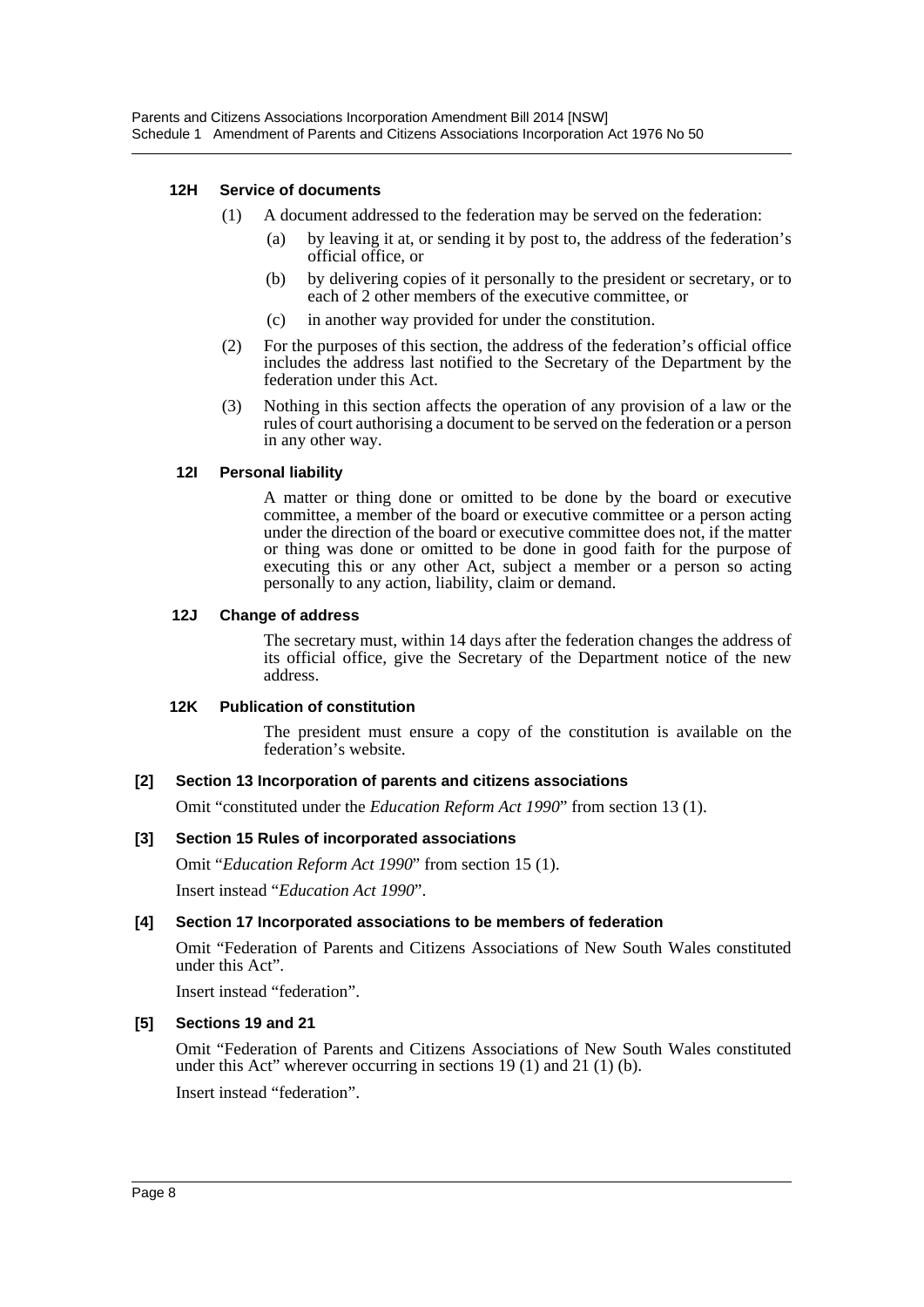#### 12H Service of documents

(1) A document addressed to the federation may be served on the federation:

(a) by leaving it at, or sending it by post to, the address of the federation's official office, or

(b) by delivering copies of it personally to the president or secretary, or to each of 2 other members of the executive committee, or

(c) in another way provided for under the constitution.

(2) For the purposes of this section, the address of the federation's official office includes the address last notified to the Secretary of the Department by the federation under this Act.

(3) Nothing in this section affects the operation of any provision of a law or the rules of court authorising a document to be served on the federation or a person in any other way.

#### 12I Personal liability

A matter or thing done or omitted to be done by the board or executive committee, a member of the board or executive committee or a person acting under the direction of the board or executive committee does not, if the matter or thing was done or omitted to be done in good faith for the purpose of executing this or any other Act, subject a member or a person so acting personally to any action, liability, claim or demand.

#### 12J Change of address

The secretary must, within 14 days after the federation changes the address of its official office, give the Secretary of the Department notice of the new address.

#### 12K Publication of constitution

The president must ensure a copy of the constitution is available on the federation's website.

### [2] Section 13 Incorporation of parents and citizens associations

Omit "constituted under the *Education Reform Act 1990*" from section 13 (1).

### [3] Section 15 Rules of incorporated associations

Omit "*Education Reform Act 1990*" from section 15 (1).

Insert instead "*Education Act 1990*".

### [4] Section 17 Incorporated associations to be members of federation

Omit "Federation of Parents and Citizens Associations of New South Wales constituted under this Act".

Insert instead "federation".

### [5] Sections 19 and 21

Omit "Federation of Parents and Citizens Associations of New South Wales constituted under this Act" wherever occurring in sections 19 (1) and 21 (1) (b).

Insert instead "federation".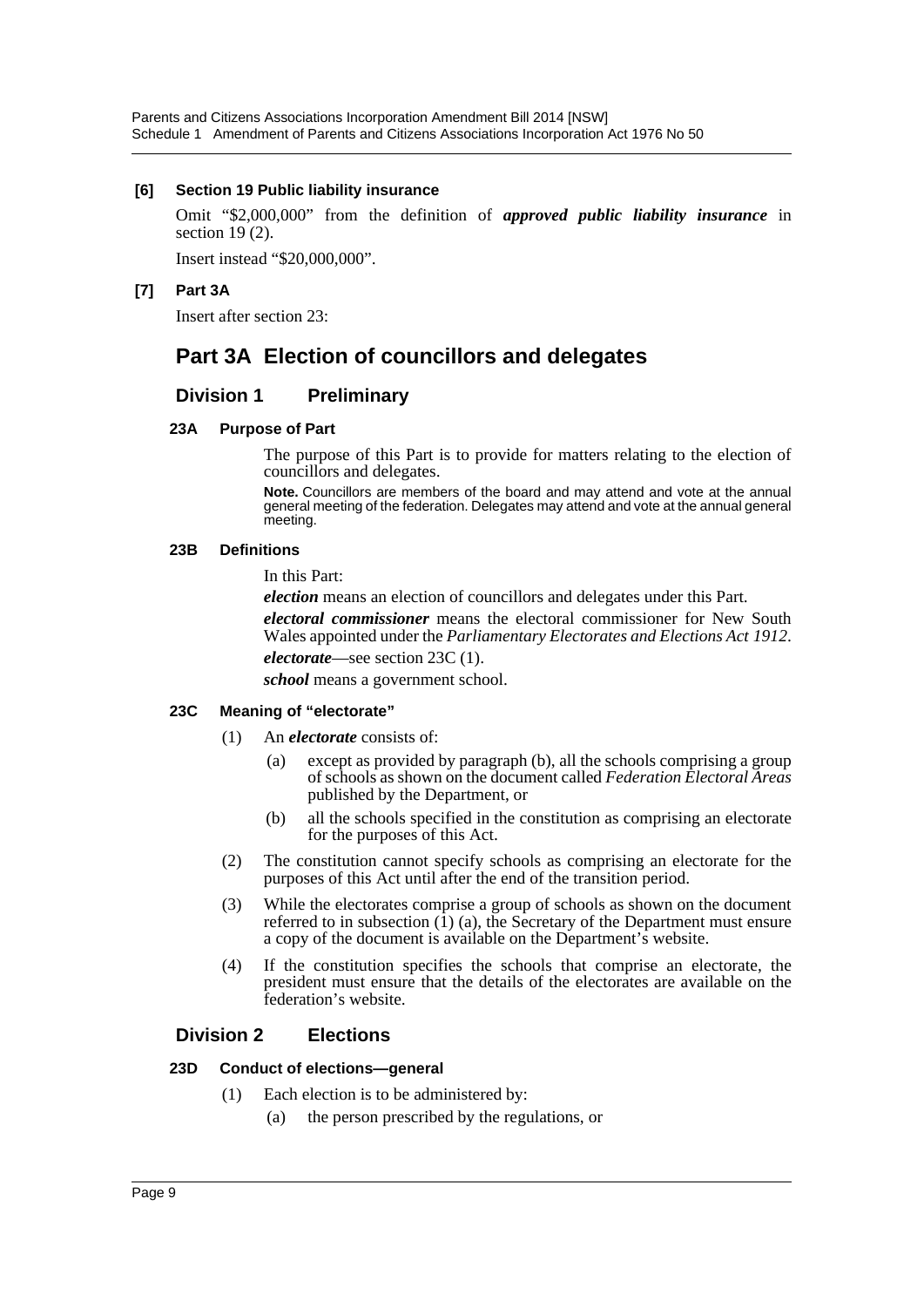**[6] Section 19 Public liability insurance**

Omit "$2,000,000" from the definition of ***approved public liability insurance*** in section 19 (2).

Insert instead "$20,000,000".

**[7] Part 3A**

Insert after section 23:

# Part 3A Election of councillors and delegates

## Division 1 Preliminary

### 23A Purpose of Part

The purpose of this Part is to provide for matters relating to the election of councillors and delegates.

**Note.** Councillors are members of the board and may attend and vote at the annual general meeting of the federation. Delegates may attend and vote at the annual general meeting.

### 23B Definitions

In this Part:

***election*** means an election of councillors and delegates under this Part.

***electoral commissioner*** means the electoral commissioner for New South Wales appointed under the *Parliamentary Electorates and Elections Act 1912*.

***electorate***—see section 23C (1).

***school*** means a government school.

### 23C Meaning of "electorate"

(1) An ***electorate*** consists of:

(a) except as provided by paragraph (b), all the schools comprising a group of schools as shown on the document called *Federation Electoral Areas* published by the Department, or

(b) all the schools specified in the constitution as comprising an electorate for the purposes of this Act.

(2) The constitution cannot specify schools as comprising an electorate for the purposes of this Act until after the end of the transition period.

(3) While the electorates comprise a group of schools as shown on the document referred to in subsection (1) (a), the Secretary of the Department must ensure a copy of the document is available on the Department's website.

(4) If the constitution specifies the schools that comprise an electorate, the president must ensure that the details of the electorates are available on the federation's website.

## Division 2 Elections

### 23D Conduct of elections—general

(1) Each election is to be administered by:

(a) the person prescribed by the regulations, or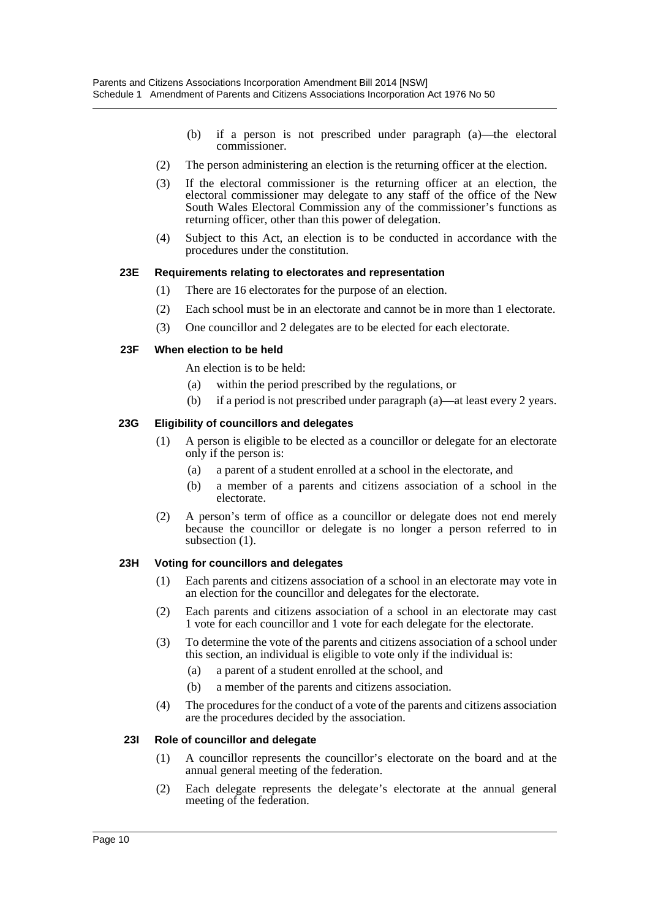(b) if a person is not prescribed under paragraph (a)—the electoral commissioner.

(2) The person administering an election is the returning officer at the election.

(3) If the electoral commissioner is the returning officer at an election, the electoral commissioner may delegate to any staff of the office of the New South Wales Electoral Commission any of the commissioner's functions as returning officer, other than this power of delegation.

(4) Subject to this Act, an election is to be conducted in accordance with the procedures under the constitution.

### 23E Requirements relating to electorates and representation

(1) There are 16 electorates for the purpose of an election.

(2) Each school must be in an electorate and cannot be in more than 1 electorate.

(3) One councillor and 2 delegates are to be elected for each electorate.

### 23F When election to be held

An election is to be held:

(a) within the period prescribed by the regulations, or

(b) if a period is not prescribed under paragraph (a)—at least every 2 years.

### 23G Eligibility of councillors and delegates

(1) A person is eligible to be elected as a councillor or delegate for an electorate only if the person is:

(a) a parent of a student enrolled at a school in the electorate, and

(b) a member of a parents and citizens association of a school in the electorate.

(2) A person's term of office as a councillor or delegate does not end merely because the councillor or delegate is no longer a person referred to in subsection (1).

### 23H Voting for councillors and delegates

(1) Each parents and citizens association of a school in an electorate may vote in an election for the councillor and delegates for the electorate.

(2) Each parents and citizens association of a school in an electorate may cast 1 vote for each councillor and 1 vote for each delegate for the electorate.

(3) To determine the vote of the parents and citizens association of a school under this section, an individual is eligible to vote only if the individual is:

(a) a parent of a student enrolled at the school, and

(b) a member of the parents and citizens association.

(4) The procedures for the conduct of a vote of the parents and citizens association are the procedures decided by the association.

### 23I Role of councillor and delegate

(1) A councillor represents the councillor's electorate on the board and at the annual general meeting of the federation.

(2) Each delegate represents the delegate's electorate at the annual general meeting of the federation.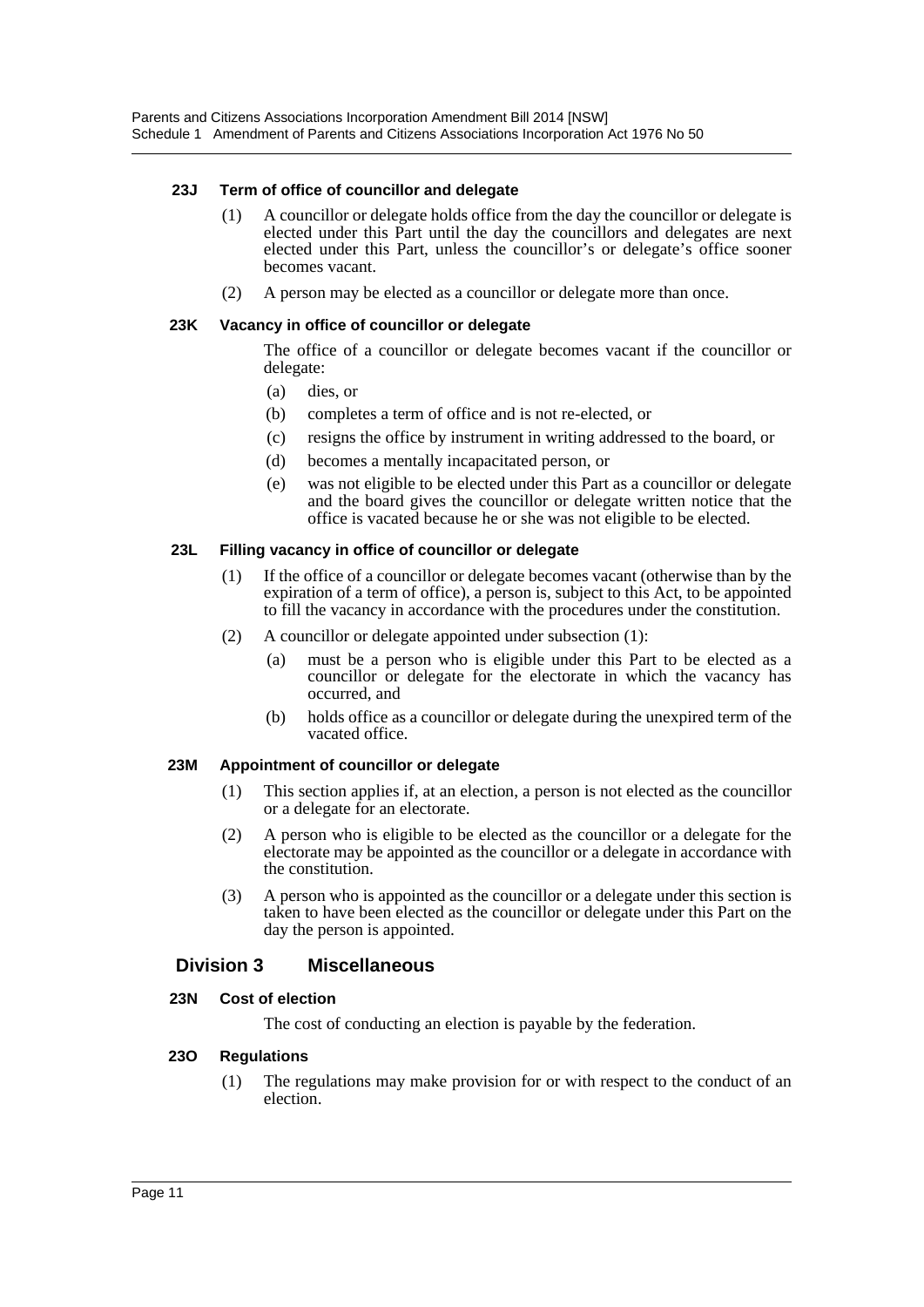#### 23J Term of office of councillor and delegate

(1) A councillor or delegate holds office from the day the councillor or delegate is elected under this Part until the day the councillors and delegates are next elected under this Part, unless the councillor's or delegate's office sooner becomes vacant.

(2) A person may be elected as a councillor or delegate more than once.

#### 23K Vacancy in office of councillor or delegate

The office of a councillor or delegate becomes vacant if the councillor or delegate:

(a) dies, or

(b) completes a term of office and is not re-elected, or

(c) resigns the office by instrument in writing addressed to the board, or

(d) becomes a mentally incapacitated person, or

(e) was not eligible to be elected under this Part as a councillor or delegate and the board gives the councillor or delegate written notice that the office is vacated because he or she was not eligible to be elected.

#### 23L Filling vacancy in office of councillor or delegate

(1) If the office of a councillor or delegate becomes vacant (otherwise than by the expiration of a term of office), a person is, subject to this Act, to be appointed to fill the vacancy in accordance with the procedures under the constitution.

(2) A councillor or delegate appointed under subsection (1):

(a) must be a person who is eligible under this Part to be elected as a councillor or delegate for the electorate in which the vacancy has occurred, and

(b) holds office as a councillor or delegate during the unexpired term of the vacated office.

#### 23M Appointment of councillor or delegate

(1) This section applies if, at an election, a person is not elected as the councillor or a delegate for an electorate.

(2) A person who is eligible to be elected as the councillor or a delegate for the electorate may be appointed as the councillor or a delegate in accordance with the constitution.

(3) A person who is appointed as the councillor or a delegate under this section is taken to have been elected as the councillor or delegate under this Part on the day the person is appointed.

### Division 3 Miscellaneous

#### 23N Cost of election

The cost of conducting an election is payable by the federation.

#### 23O Regulations

(1) The regulations may make provision for or with respect to the conduct of an election.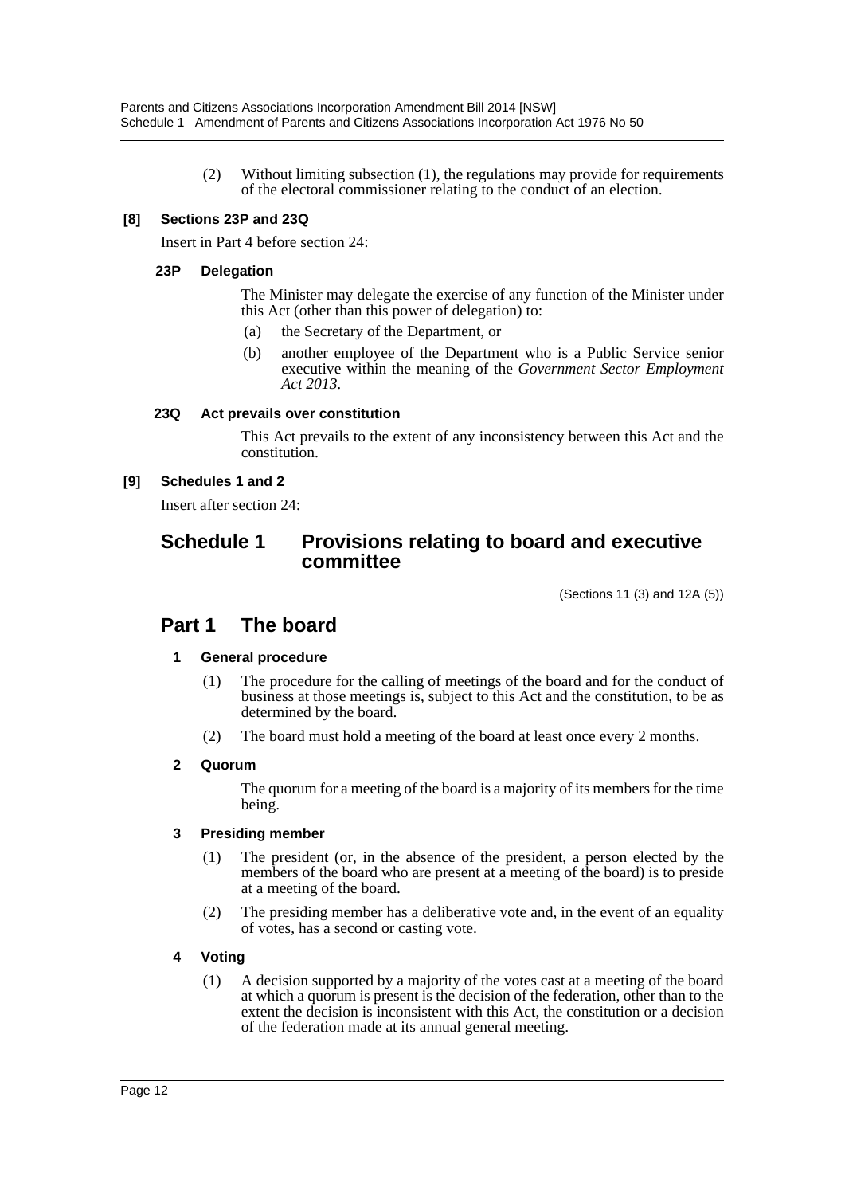(2) Without limiting subsection (1), the regulations may provide for requirements of the electoral commissioner relating to the conduct of an election.

**[8] Sections 23P and 23Q**

Insert in Part 4 before section 24:

**23P Delegation**

The Minister may delegate the exercise of any function of the Minister under this Act (other than this power of delegation) to:

(a) the Secretary of the Department, or

(b) another employee of the Department who is a Public Service senior executive within the meaning of the *Government Sector Employment Act 2013*.

**23Q Act prevails over constitution**

This Act prevails to the extent of any inconsistency between this Act and the constitution.

**[9] Schedules 1 and 2**

Insert after section 24:

## Schedule 1 Provisions relating to board and executive committee

(Sections 11 (3) and 12A (5))

## Part 1 The board

**1 General procedure**

(1) The procedure for the calling of meetings of the board and for the conduct of business at those meetings is, subject to this Act and the constitution, to be as determined by the board.

(2) The board must hold a meeting of the board at least once every 2 months.

**2 Quorum**

The quorum for a meeting of the board is a majority of its members for the time being.

**3 Presiding member**

(1) The president (or, in the absence of the president, a person elected by the members of the board who are present at a meeting of the board) is to preside at a meeting of the board.

(2) The presiding member has a deliberative vote and, in the event of an equality of votes, has a second or casting vote.

**4 Voting**

(1) A decision supported by a majority of the votes cast at a meeting of the board at which a quorum is present is the decision of the federation, other than to the extent the decision is inconsistent with this Act, the constitution or a decision of the federation made at its annual general meeting.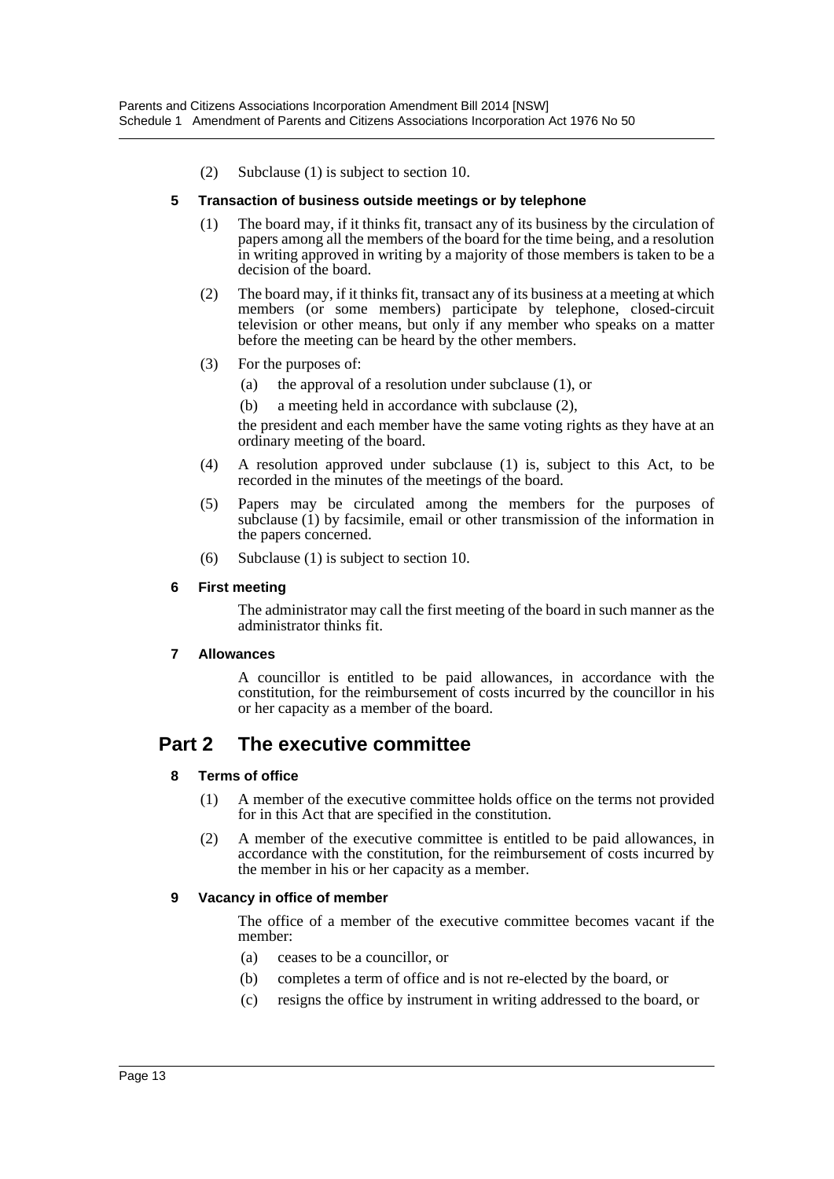(2) Subclause (1) is subject to section 10.

**5 Transaction of business outside meetings or by telephone**

(1) The board may, if it thinks fit, transact any of its business by the circulation of papers among all the members of the board for the time being, and a resolution in writing approved in writing by a majority of those members is taken to be a decision of the board.

(2) The board may, if it thinks fit, transact any of its business at a meeting at which members (or some members) participate by telephone, closed-circuit television or other means, but only if any member who speaks on a matter before the meeting can be heard by the other members.

(3) For the purposes of:

(a) the approval of a resolution under subclause (1), or

(b) a meeting held in accordance with subclause (2),

the president and each member have the same voting rights as they have at an ordinary meeting of the board.

(4) A resolution approved under subclause (1) is, subject to this Act, to be recorded in the minutes of the meetings of the board.

(5) Papers may be circulated among the members for the purposes of subclause (1) by facsimile, email or other transmission of the information in the papers concerned.

(6) Subclause (1) is subject to section 10.

**6 First meeting**

The administrator may call the first meeting of the board in such manner as the administrator thinks fit.

**7 Allowances**

A councillor is entitled to be paid allowances, in accordance with the constitution, for the reimbursement of costs incurred by the councillor in his or her capacity as a member of the board.

## Part 2 The executive committee

**8 Terms of office**

(1) A member of the executive committee holds office on the terms not provided for in this Act that are specified in the constitution.

(2) A member of the executive committee is entitled to be paid allowances, in accordance with the constitution, for the reimbursement of costs incurred by the member in his or her capacity as a member.

**9 Vacancy in office of member**

The office of a member of the executive committee becomes vacant if the member:

(a) ceases to be a councillor, or

(b) completes a term of office and is not re-elected by the board, or

(c) resigns the office by instrument in writing addressed to the board, or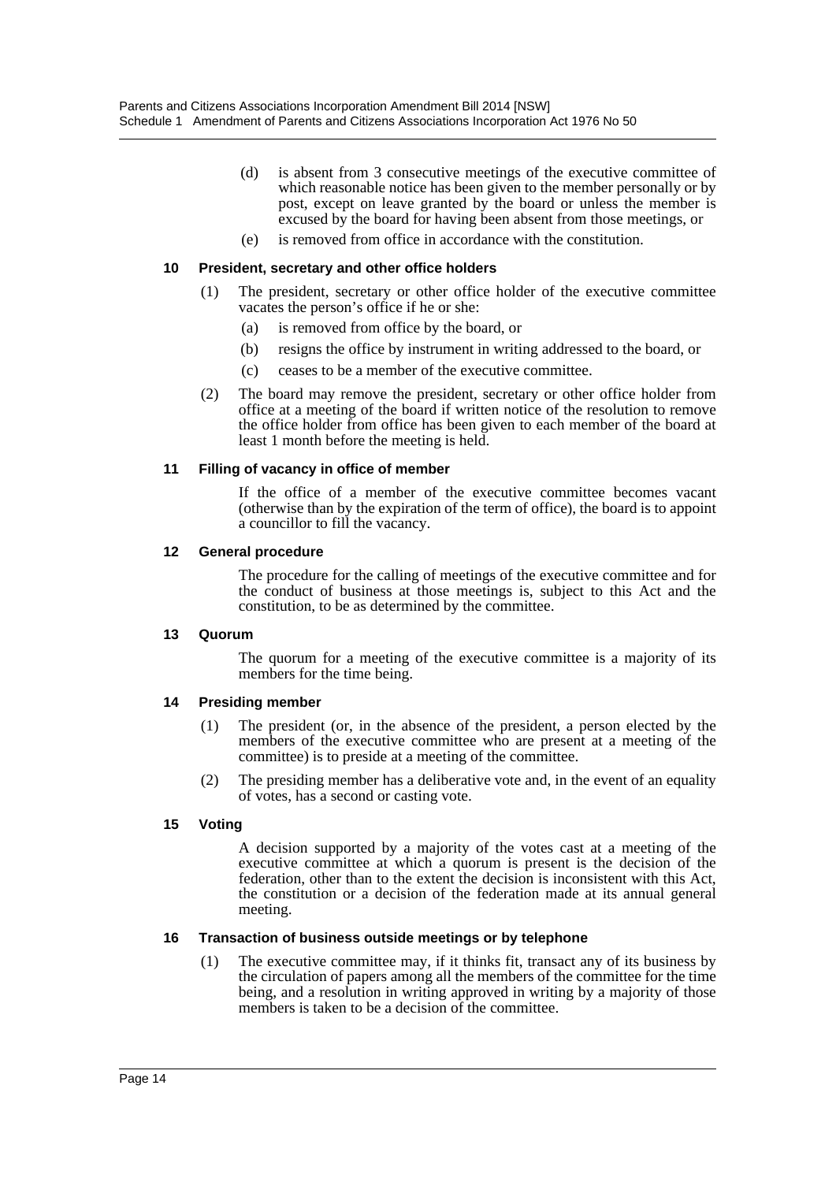(d) is absent from 3 consecutive meetings of the executive committee of which reasonable notice has been given to the member personally or by post, except on leave granted by the board or unless the member is excused by the board for having been absent from those meetings, or

(e) is removed from office in accordance with the constitution.

### 10 President, secretary and other office holders

(1) The president, secretary or other office holder of the executive committee vacates the person's office if he or she:

(a) is removed from office by the board, or

(b) resigns the office by instrument in writing addressed to the board, or

(c) ceases to be a member of the executive committee.

(2) The board may remove the president, secretary or other office holder from office at a meeting of the board if written notice of the resolution to remove the office holder from office has been given to each member of the board at least 1 month before the meeting is held.

### 11 Filling of vacancy in office of member

If the office of a member of the executive committee becomes vacant (otherwise than by the expiration of the term of office), the board is to appoint a councillor to fill the vacancy.

### 12 General procedure

The procedure for the calling of meetings of the executive committee and for the conduct of business at those meetings is, subject to this Act and the constitution, to be as determined by the committee.

### 13 Quorum

The quorum for a meeting of the executive committee is a majority of its members for the time being.

### 14 Presiding member

(1) The president (or, in the absence of the president, a person elected by the members of the executive committee who are present at a meeting of the committee) is to preside at a meeting of the committee.

(2) The presiding member has a deliberative vote and, in the event of an equality of votes, has a second or casting vote.

### 15 Voting

A decision supported by a majority of the votes cast at a meeting of the executive committee at which a quorum is present is the decision of the federation, other than to the extent the decision is inconsistent with this Act, the constitution or a decision of the federation made at its annual general meeting.

### 16 Transaction of business outside meetings or by telephone

(1) The executive committee may, if it thinks fit, transact any of its business by the circulation of papers among all the members of the committee for the time being, and a resolution in writing approved in writing by a majority of those members is taken to be a decision of the committee.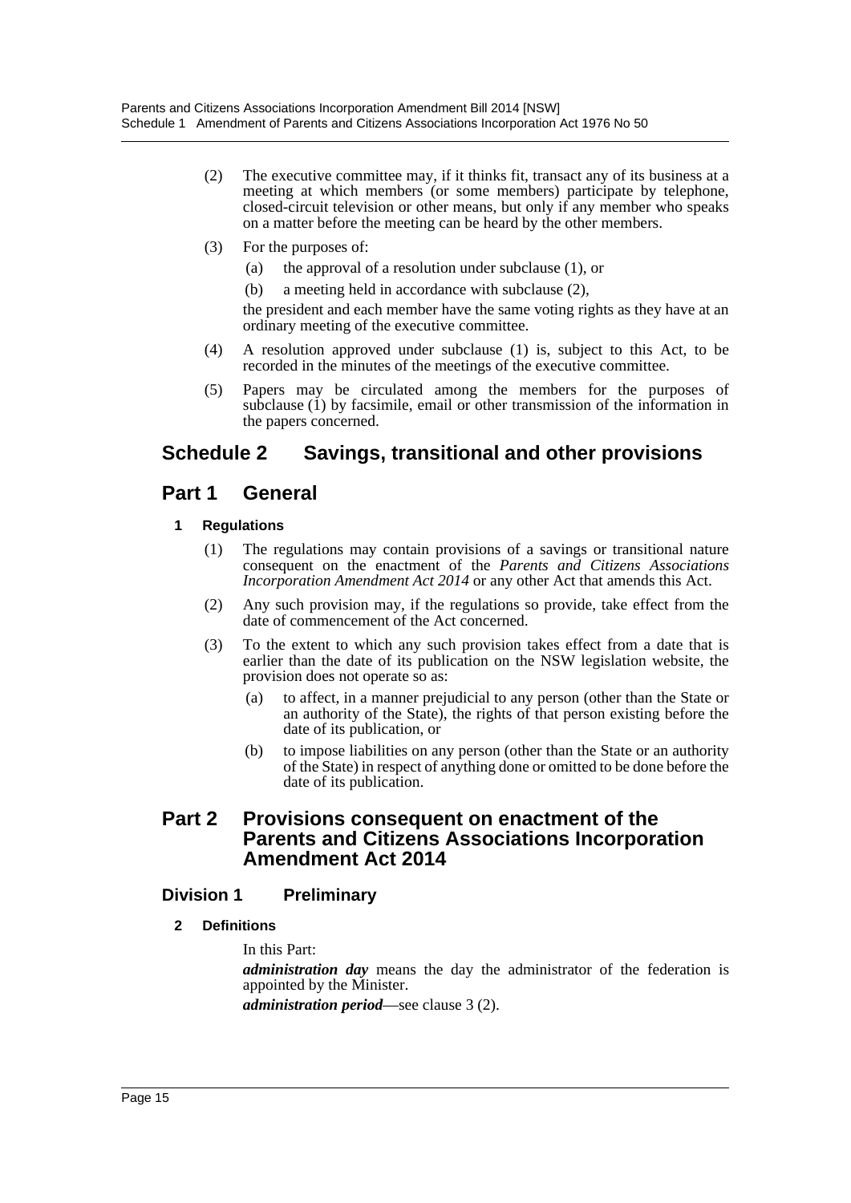(2) The executive committee may, if it thinks fit, transact any of its business at a meeting at which members (or some members) participate by telephone, closed-circuit television or other means, but only if any member who speaks on a matter before the meeting can be heard by the other members.

(3) For the purposes of:

(a) the approval of a resolution under subclause (1), or

(b) a meeting held in accordance with subclause (2),

the president and each member have the same voting rights as they have at an ordinary meeting of the executive committee.

(4) A resolution approved under subclause (1) is, subject to this Act, to be recorded in the minutes of the meetings of the executive committee.

(5) Papers may be circulated among the members for the purposes of subclause (1) by facsimile, email or other transmission of the information in the papers concerned.

# Schedule 2 Savings, transitional and other provisions

## Part 1 General

### 1 Regulations

(1) The regulations may contain provisions of a savings or transitional nature consequent on the enactment of the *Parents and Citizens Associations Incorporation Amendment Act 2014* or any other Act that amends this Act.

(2) Any such provision may, if the regulations so provide, take effect from the date of commencement of the Act concerned.

(3) To the extent to which any such provision takes effect from a date that is earlier than the date of its publication on the NSW legislation website, the provision does not operate so as:

(a) to affect, in a manner prejudicial to any person (other than the State or an authority of the State), the rights of that person existing before the date of its publication, or

(b) to impose liabilities on any person (other than the State or an authority of the State) in respect of anything done or omitted to be done before the date of its publication.

## Part 2 Provisions consequent on enactment of the Parents and Citizens Associations Incorporation Amendment Act 2014

### Division 1 Preliminary

### 2 Definitions

In this Part:

***administration day*** means the day the administrator of the federation is appointed by the Minister.

***administration period***—see clause 3 (2).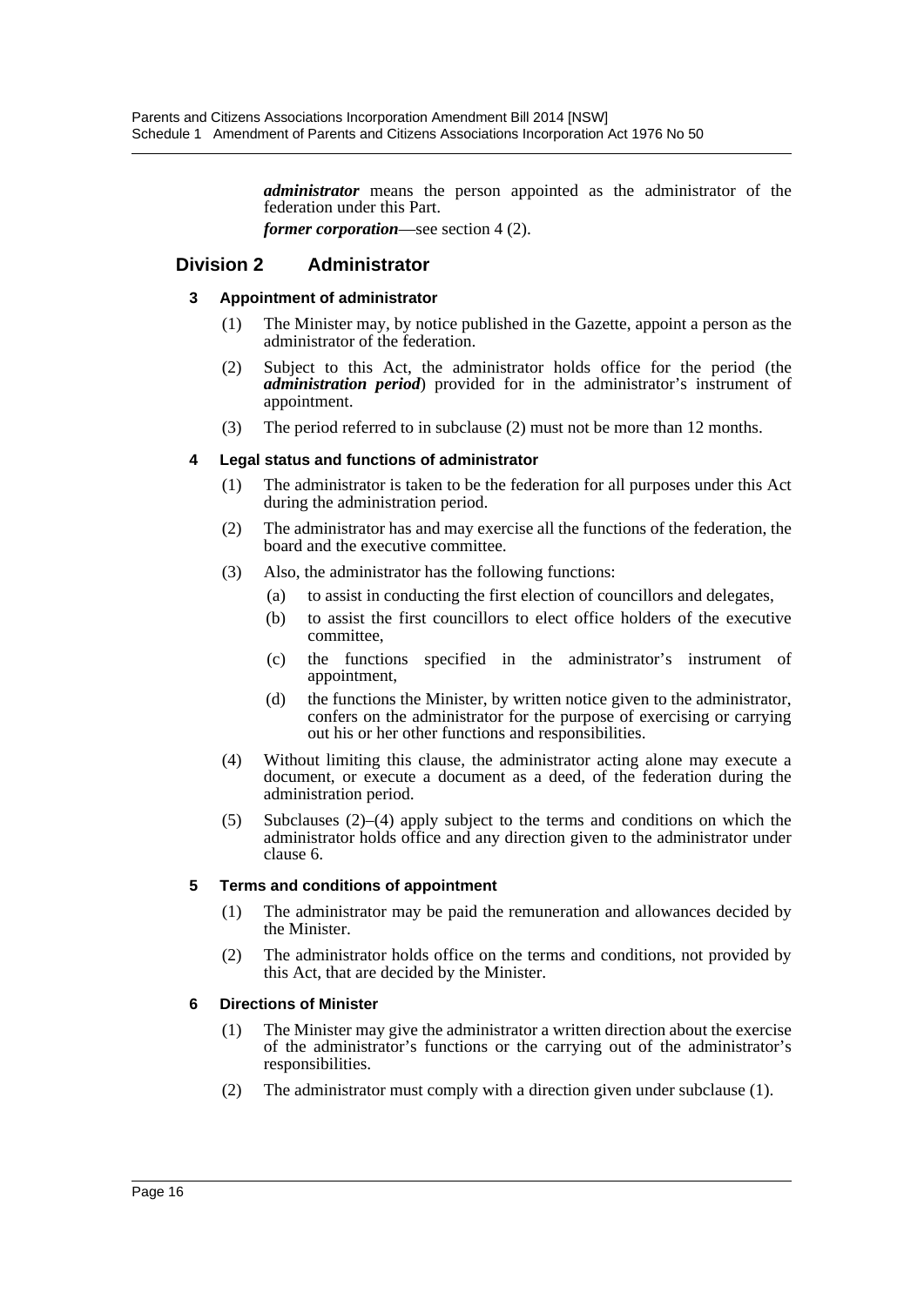***administrator*** means the person appointed as the administrator of the federation under this Part.

***former corporation***—see section 4 (2).

## Division 2 Administrator

### 3 Appointment of administrator

(1) The Minister may, by notice published in the Gazette, appoint a person as the administrator of the federation.

(2) Subject to this Act, the administrator holds office for the period (the ***administration period***) provided for in the administrator's instrument of appointment.

(3) The period referred to in subclause (2) must not be more than 12 months.

### 4 Legal status and functions of administrator

(1) The administrator is taken to be the federation for all purposes under this Act during the administration period.

(2) The administrator has and may exercise all the functions of the federation, the board and the executive committee.

(3) Also, the administrator has the following functions:

(a) to assist in conducting the first election of councillors and delegates,

(b) to assist the first councillors to elect office holders of the executive committee,

(c) the functions specified in the administrator's instrument of appointment,

(d) the functions the Minister, by written notice given to the administrator, confers on the administrator for the purpose of exercising or carrying out his or her other functions and responsibilities.

(4) Without limiting this clause, the administrator acting alone may execute a document, or execute a document as a deed, of the federation during the administration period.

(5) Subclauses (2)–(4) apply subject to the terms and conditions on which the administrator holds office and any direction given to the administrator under clause 6.

### 5 Terms and conditions of appointment

(1) The administrator may be paid the remuneration and allowances decided by the Minister.

(2) The administrator holds office on the terms and conditions, not provided by this Act, that are decided by the Minister.

### 6 Directions of Minister

(1) The Minister may give the administrator a written direction about the exercise of the administrator's functions or the carrying out of the administrator's responsibilities.

(2) The administrator must comply with a direction given under subclause (1).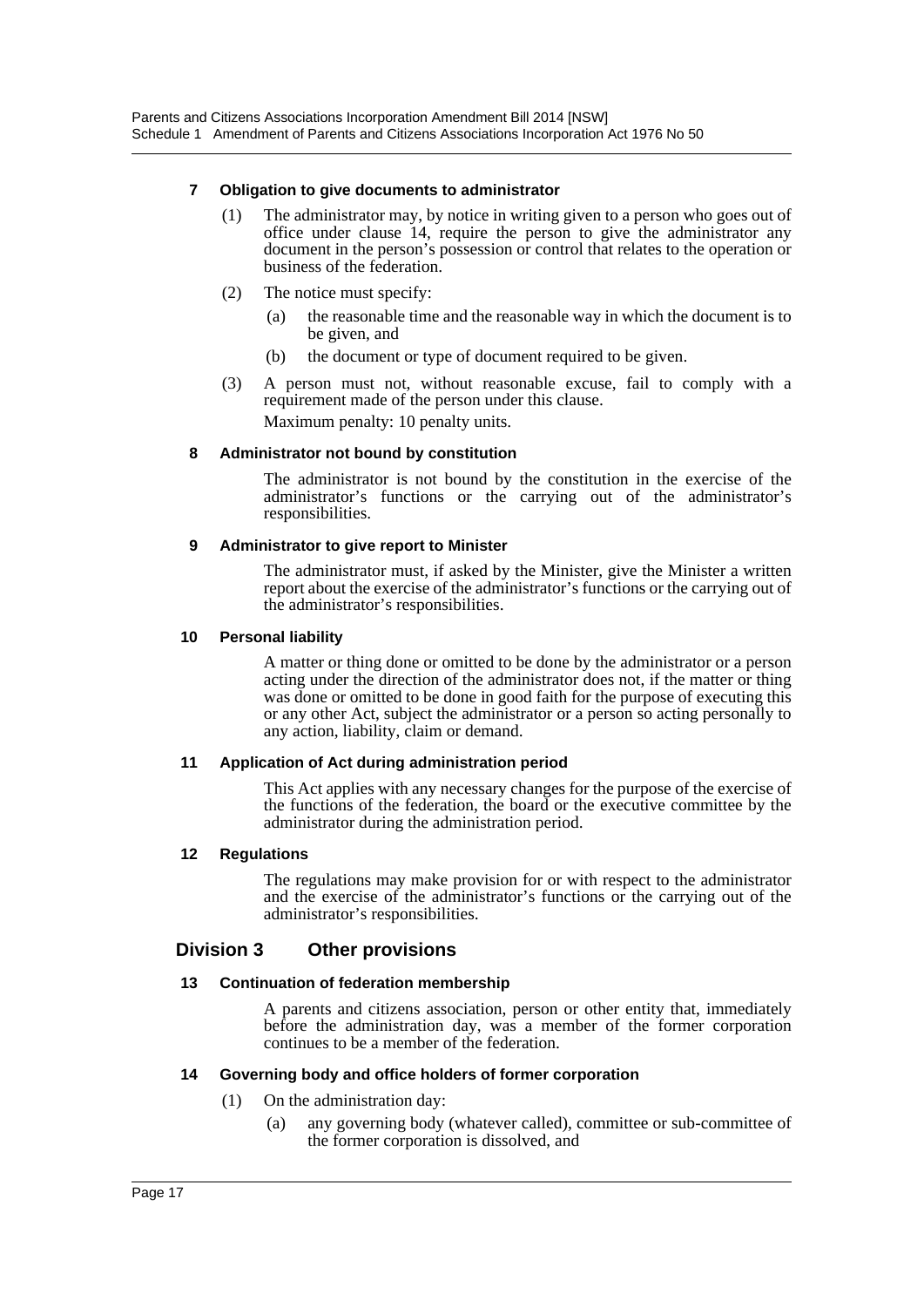**7 Obligation to give documents to administrator**

(1) The administrator may, by notice in writing given to a person who goes out of office under clause 14, require the person to give the administrator any document in the person's possession or control that relates to the operation or business of the federation.

(2) The notice must specify:

(a) the reasonable time and the reasonable way in which the document is to be given, and

(b) the document or type of document required to be given.

(3) A person must not, without reasonable excuse, fail to comply with a requirement made of the person under this clause.

Maximum penalty: 10 penalty units.

**8 Administrator not bound by constitution**

The administrator is not bound by the constitution in the exercise of the administrator's functions or the carrying out of the administrator's responsibilities.

**9 Administrator to give report to Minister**

The administrator must, if asked by the Minister, give the Minister a written report about the exercise of the administrator's functions or the carrying out of the administrator's responsibilities.

**10 Personal liability**

A matter or thing done or omitted to be done by the administrator or a person acting under the direction of the administrator does not, if the matter or thing was done or omitted to be done in good faith for the purpose of executing this or any other Act, subject the administrator or a person so acting personally to any action, liability, claim or demand.

**11 Application of Act during administration period**

This Act applies with any necessary changes for the purpose of the exercise of the functions of the federation, the board or the executive committee by the administrator during the administration period.

**12 Regulations**

The regulations may make provision for or with respect to the administrator and the exercise of the administrator's functions or the carrying out of the administrator's responsibilities.

## Division 3 Other provisions

**13 Continuation of federation membership**

A parents and citizens association, person or other entity that, immediately before the administration day, was a member of the former corporation continues to be a member of the federation.

**14 Governing body and office holders of former corporation**

(1) On the administration day:

(a) any governing body (whatever called), committee or sub-committee of the former corporation is dissolved, and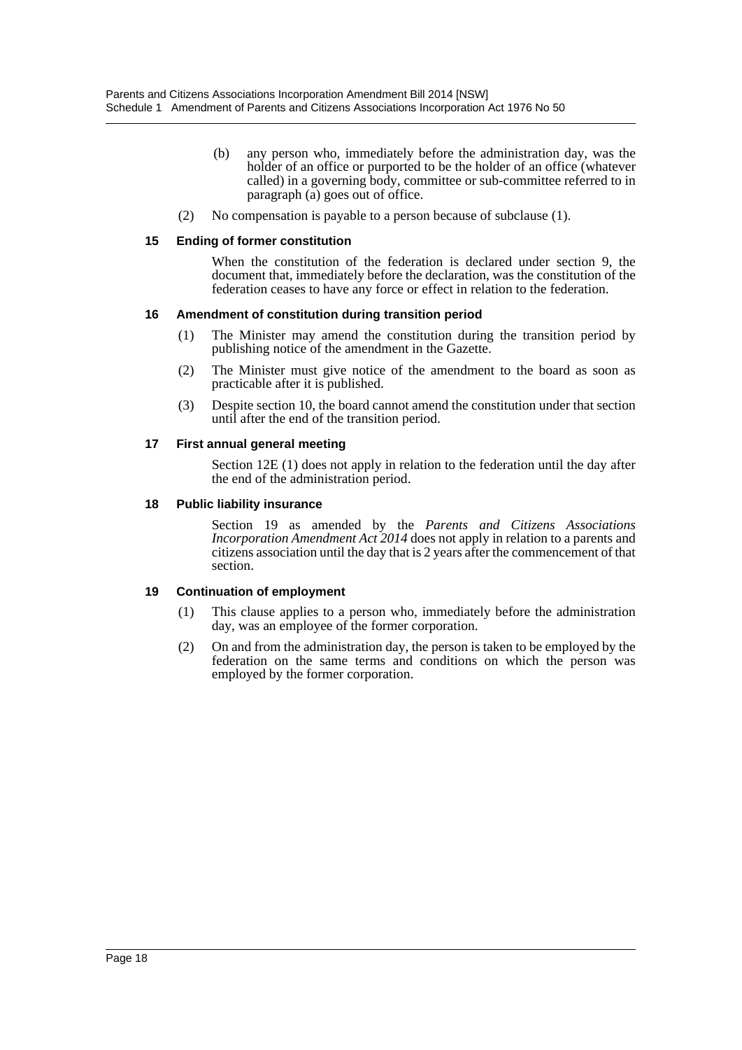(b) any person who, immediately before the administration day, was the holder of an office or purported to be the holder of an office (whatever called) in a governing body, committee or sub-committee referred to in paragraph (a) goes out of office.

(2) No compensation is payable to a person because of subclause (1).

**15 Ending of former constitution**

When the constitution of the federation is declared under section 9, the document that, immediately before the declaration, was the constitution of the federation ceases to have any force or effect in relation to the federation.

**16 Amendment of constitution during transition period**

(1) The Minister may amend the constitution during the transition period by publishing notice of the amendment in the Gazette.

(2) The Minister must give notice of the amendment to the board as soon as practicable after it is published.

(3) Despite section 10, the board cannot amend the constitution under that section until after the end of the transition period.

**17 First annual general meeting**

Section 12E (1) does not apply in relation to the federation until the day after the end of the administration period.

**18 Public liability insurance**

Section 19 as amended by the *Parents and Citizens Associations Incorporation Amendment Act 2014* does not apply in relation to a parents and citizens association until the day that is 2 years after the commencement of that section.

**19 Continuation of employment**

(1) This clause applies to a person who, immediately before the administration day, was an employee of the former corporation.

(2) On and from the administration day, the person is taken to be employed by the federation on the same terms and conditions on which the person was employed by the former corporation.